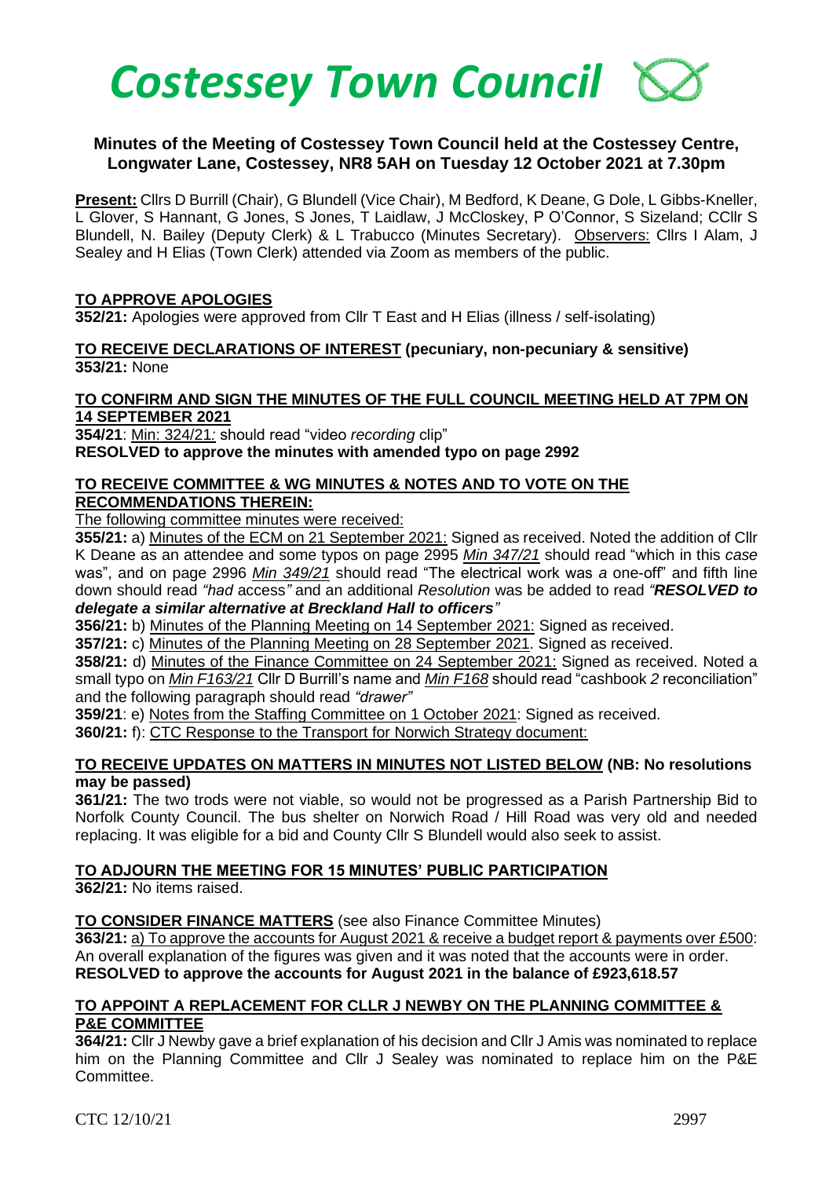# Costessey Town Council

## Minutes of the Meeting of Costessey Town Council held at the Costessey Centre, Longwater Lane, Costessey, NR8 5AH on Tuesday 12 October 2021 at 7.30pm

**Present:** Cllrs D Burrill (Chair), G Blundell (Vice Chair), M Bedford, K Deane, G Dole, L Gibbs-Kneller, L Glover, S Hannant, G Jones, S Jones, T Laidlaw, J McCloskey, P O'Connor, S Sizeland; CCllr S Blundell, N. Bailey (Deputy Clerk) & L Trabucco (Minutes Secretary). Observers: Cllrs I Alam, J Sealey and H Elias (Town Clerk) attended via Zoom as members of the public.

**TO APPROVE APOLOGIES**

**352/21:** Apologies were approved from Cllr T East and H Elias (illness / self-isolating)

**TO RECEIVE DECLARATIONS OF INTEREST (pecuniary, non-pecuniary & sensitive)**

**353/21:** None

**TO CONFIRM AND SIGN THE MINUTES OF THE FULL COUNCIL MEETING HELD AT 7PM ON 14 SEPTEMBER 2021**

**354/21**: Min: 324/21*:* should read "video *recording* clip"

**RESOLVED to approve the minutes with amended typo on page 2992**

**TO RECEIVE COMMITTEE & WG MINUTES & NOTES AND TO VOTE ON THE RECOMMENDATIONS THEREIN:**

The following committee minutes were received:

**355/21:** a) Minutes of the ECM on 21 September 2021: Signed as received. Noted the addition of Cllr K Deane as an attendee and some typos on page 2995 *Min 347/21* should read "which in this *case* was", and on page 2996 *Min 349/21* should read "The electrical work was *a* one-off" and fifth line down should read *"had* access*"* and an additional *Resolution* was be added to read *"**RESOLVED to delegate a similar alternative at Breckland Hall to officers**"*

**356/21:** b) Minutes of the Planning Meeting on 14 September 2021: Signed as received.

**357/21:** c) Minutes of the Planning Meeting on 28 September 2021. Signed as received.

**358/21:** d) Minutes of the Finance Committee on 24 September 2021: Signed as received. Noted a small typo on *Min F163/21* Cllr D Burrill's name and *Min F168* should read "cashbook *2* reconciliation" and the following paragraph should read *"drawer"*

**359/21**: e) Notes from the Staffing Committee on 1 October 2021: Signed as received.

**360/21:** f): CTC Response to the Transport for Norwich Strategy document:

**TO RECEIVE UPDATES ON MATTERS IN MINUTES NOT LISTED BELOW (NB: No resolutions may be passed)**

**361/21:** The two trods were not viable, so would not be progressed as a Parish Partnership Bid to Norfolk County Council. The bus shelter on Norwich Road / Hill Road was very old and needed replacing. It was eligible for a bid and County Cllr S Blundell would also seek to assist.

**TO ADJOURN THE MEETING FOR 15 MINUTES' PUBLIC PARTICIPATION**

**362/21:** No items raised.

**TO CONSIDER FINANCE MATTERS** (see also Finance Committee Minutes)

**363/21:** a) To approve the accounts for August 2021 & receive a budget report & payments over £500: An overall explanation of the figures was given and it was noted that the accounts were in order.

**RESOLVED to approve the accounts for August 2021 in the balance of £923,618.57**

**TO APPOINT A REPLACEMENT FOR CLLR J NEWBY ON THE PLANNING COMMITTEE & P&E COMMITTEE**

**364/21:** Cllr J Newby gave a brief explanation of his decision and Cllr J Amis was nominated to replace him on the Planning Committee and Cllr J Sealey was nominated to replace him on the P&E Committee.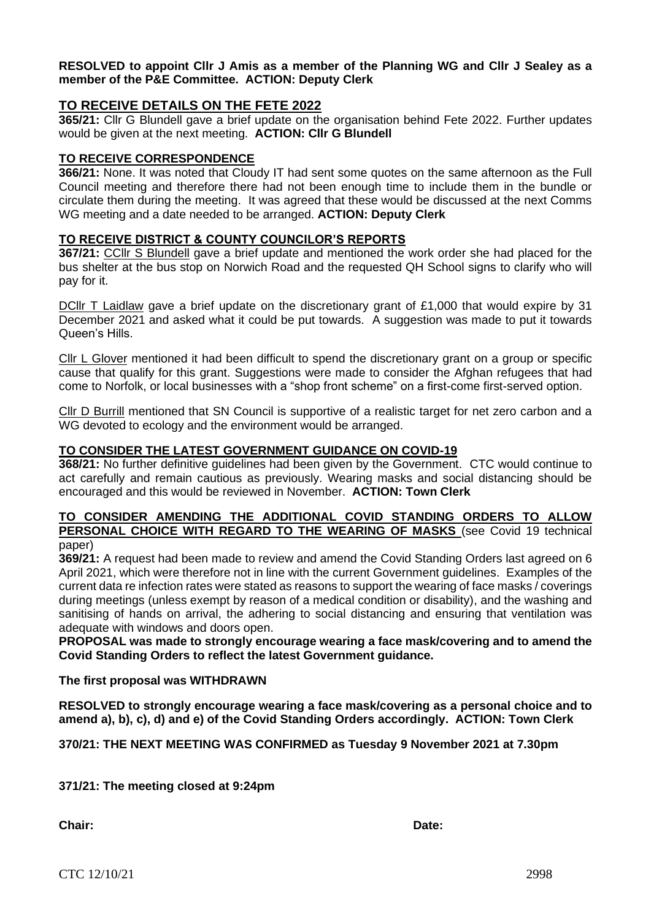**RESOLVED to appoint Cllr J Amis as a member of the Planning WG and Cllr J Sealey as a member of the P&E Committee. ACTION: Deputy Clerk**

## TO RECEIVE DETAILS ON THE FETE 2022

**365/21:** Cllr G Blundell gave a brief update on the organisation behind Fete 2022. Further updates would be given at the next meeting. **ACTION: Cllr G Blundell**

## TO RECEIVE CORRESPONDENCE

**366/21:** None. It was noted that Cloudy IT had sent some quotes on the same afternoon as the Full Council meeting and therefore there had not been enough time to include them in the bundle or circulate them during the meeting. It was agreed that these would be discussed at the next Comms WG meeting and a date needed to be arranged. **ACTION: Deputy Clerk**

## TO RECEIVE DISTRICT & COUNTY COUNCILOR'S REPORTS

**367/21:** CCllr S Blundell gave a brief update and mentioned the work order she had placed for the bus shelter at the bus stop on Norwich Road and the requested QH School signs to clarify who will pay for it.

DCllr T Laidlaw gave a brief update on the discretionary grant of £1,000 that would expire by 31 December 2021 and asked what it could be put towards. A suggestion was made to put it towards Queen's Hills.

Cllr L Glover mentioned it had been difficult to spend the discretionary grant on a group or specific cause that qualify for this grant. Suggestions were made to consider the Afghan refugees that had come to Norfolk, or local businesses with a "shop front scheme" on a first-come first-served option.

Cllr D Burrill mentioned that SN Council is supportive of a realistic target for net zero carbon and a WG devoted to ecology and the environment would be arranged.

## TO CONSIDER THE LATEST GOVERNMENT GUIDANCE ON COVID-19

**368/21:** No further definitive guidelines had been given by the Government. CTC would continue to act carefully and remain cautious as previously. Wearing masks and social distancing should be encouraged and this would be reviewed in November. **ACTION: Town Clerk**

## TO CONSIDER AMENDING THE ADDITIONAL COVID STANDING ORDERS TO ALLOW PERSONAL CHOICE WITH REGARD TO THE WEARING OF MASKS (see Covid 19 technical paper)

**369/21:** A request had been made to review and amend the Covid Standing Orders last agreed on 6 April 2021, which were therefore not in line with the current Government guidelines. Examples of the current data re infection rates were stated as reasons to support the wearing of face masks / coverings during meetings (unless exempt by reason of a medical condition or disability), and the washing and sanitising of hands on arrival, the adhering to social distancing and ensuring that ventilation was adequate with windows and doors open.

**PROPOSAL was made to strongly encourage wearing a face mask/covering and to amend the Covid Standing Orders to reflect the latest Government guidance.**

**The first proposal was WITHDRAWN**

**RESOLVED to strongly encourage wearing a face mask/covering as a personal choice and to amend a), b), c), d) and e) of the Covid Standing Orders accordingly. ACTION: Town Clerk**

**370/21: THE NEXT MEETING WAS CONFIRMED as Tuesday 9 November 2021 at 7.30pm**

**371/21: The meeting closed at 9:24pm**

**Chair:** **Date:**

CTC 12/10/21